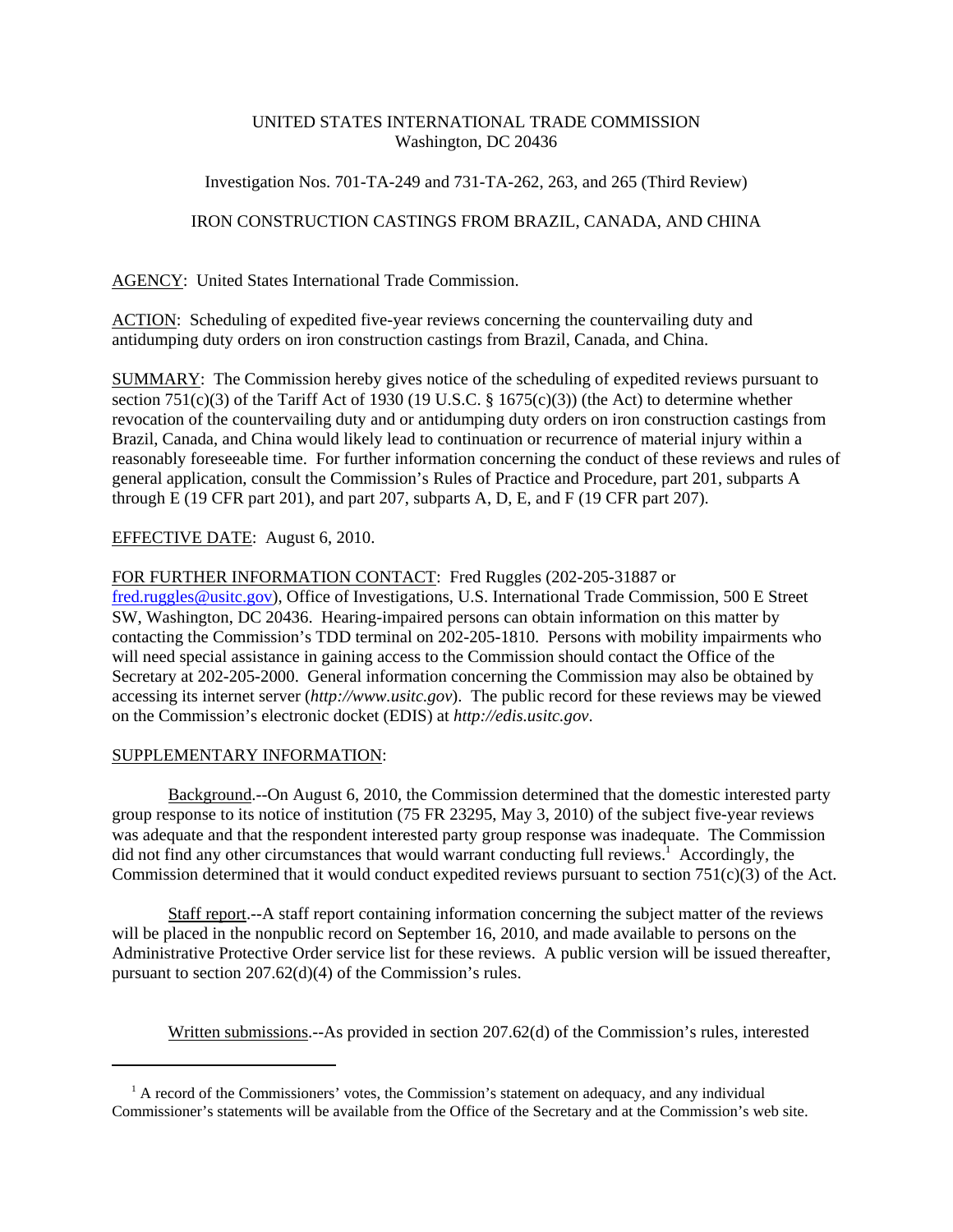UNITED STATES INTERNATIONAL TRADE COMMISSION
Washington, DC 20436

Investigation Nos. 701-TA-249 and 731-TA-262, 263, and 265 (Third Review)

IRON CONSTRUCTION CASTINGS FROM BRAZIL, CANADA, AND CHINA

AGENCY: United States International Trade Commission.

ACTION: Scheduling of expedited five-year reviews concerning the countervailing duty and antidumping duty orders on iron construction castings from Brazil, Canada, and China.

SUMMARY: The Commission hereby gives notice of the scheduling of expedited reviews pursuant to section 751(c)(3) of the Tariff Act of 1930 (19 U.S.C. § 1675(c)(3)) (the Act) to determine whether revocation of the countervailing duty and or antidumping duty orders on iron construction castings from Brazil, Canada, and China would likely lead to continuation or recurrence of material injury within a reasonably foreseeable time. For further information concerning the conduct of these reviews and rules of general application, consult the Commission's Rules of Practice and Procedure, part 201, subparts A through E (19 CFR part 201), and part 207, subparts A, D, E, and F (19 CFR part 207).

EFFECTIVE DATE: August 6, 2010.

FOR FURTHER INFORMATION CONTACT: Fred Ruggles (202-205-31887 or fred.ruggles@usitc.gov), Office of Investigations, U.S. International Trade Commission, 500 E Street SW, Washington, DC 20436. Hearing-impaired persons can obtain information on this matter by contacting the Commission's TDD terminal on 202-205-1810. Persons with mobility impairments who will need special assistance in gaining access to the Commission should contact the Office of the Secretary at 202-205-2000. General information concerning the Commission may also be obtained by accessing its internet server (*http://www.usitc.gov*). The public record for these reviews may be viewed on the Commission's electronic docket (EDIS) at *http://edis.usitc.gov*.

SUPPLEMENTARY INFORMATION:

Background.--On August 6, 2010, the Commission determined that the domestic interested party group response to its notice of institution (75 FR 23295, May 3, 2010) of the subject five-year reviews was adequate and that the respondent interested party group response was inadequate. The Commission did not find any other circumstances that would warrant conducting full reviews.[1] Accordingly, the Commission determined that it would conduct expedited reviews pursuant to section 751(c)(3) of the Act.

Staff report.--A staff report containing information concerning the subject matter of the reviews will be placed in the nonpublic record on September 16, 2010, and made available to persons on the Administrative Protective Order service list for these reviews. A public version will be issued thereafter, pursuant to section 207.62(d)(4) of the Commission's rules.

Written submissions.--As provided in section 207.62(d) of the Commission's rules, interested

[1] A record of the Commissioners' votes, the Commission's statement on adequacy, and any individual Commissioner's statements will be available from the Office of the Secretary and at the Commission's web site.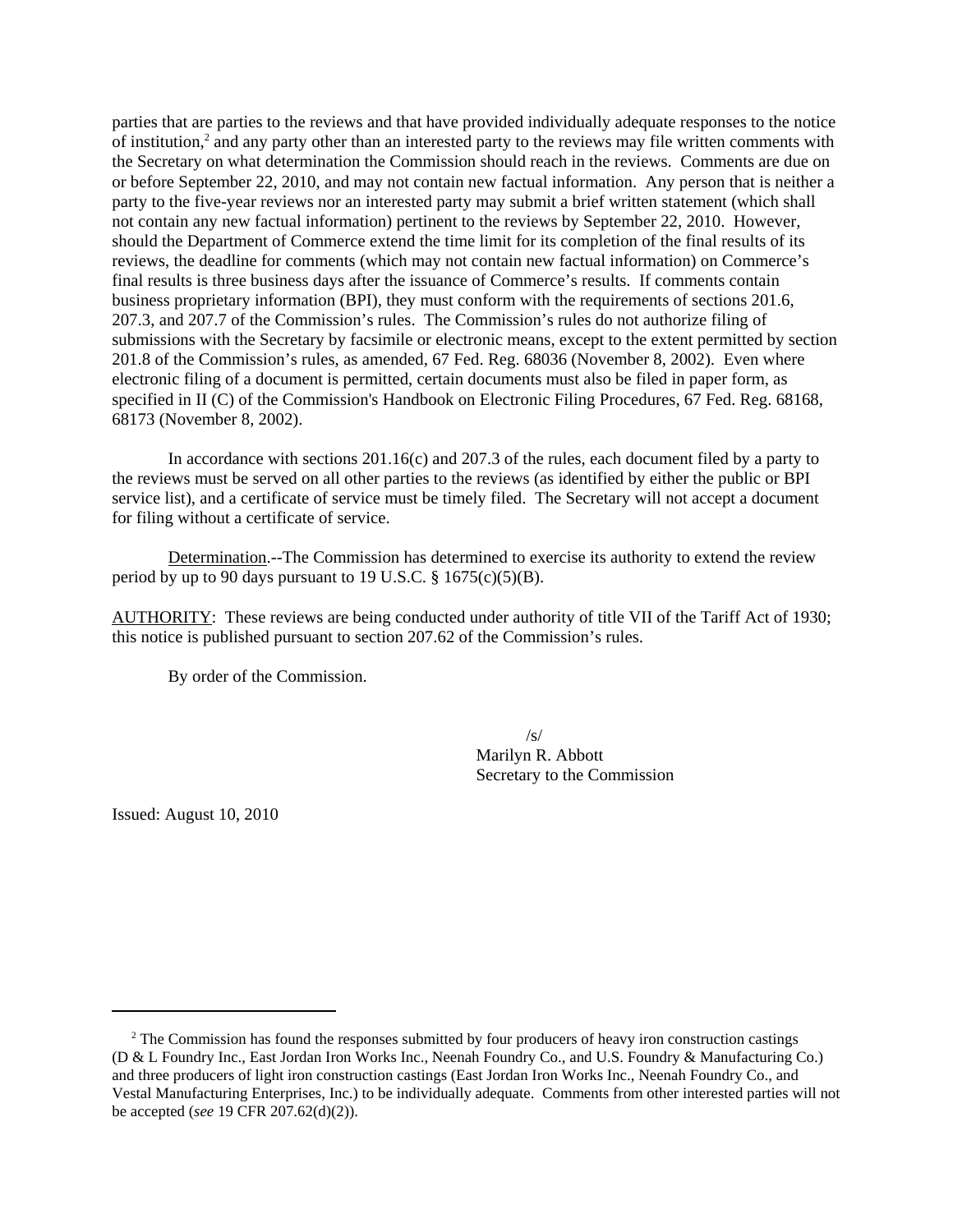parties that are parties to the reviews and that have provided individually adequate responses to the notice of institution,[2] and any party other than an interested party to the reviews may file written comments with the Secretary on what determination the Commission should reach in the reviews. Comments are due on or before September 22, 2010, and may not contain new factual information. Any person that is neither a party to the five-year reviews nor an interested party may submit a brief written statement (which shall not contain any new factual information) pertinent to the reviews by September 22, 2010. However, should the Department of Commerce extend the time limit for its completion of the final results of its reviews, the deadline for comments (which may not contain new factual information) on Commerce's final results is three business days after the issuance of Commerce's results. If comments contain business proprietary information (BPI), they must conform with the requirements of sections 201.6, 207.3, and 207.7 of the Commission's rules. The Commission's rules do not authorize filing of submissions with the Secretary by facsimile or electronic means, except to the extent permitted by section 201.8 of the Commission's rules, as amended, 67 Fed. Reg. 68036 (November 8, 2002). Even where electronic filing of a document is permitted, certain documents must also be filed in paper form, as specified in II (C) of the Commission's Handbook on Electronic Filing Procedures, 67 Fed. Reg. 68168, 68173 (November 8, 2002).

In accordance with sections 201.16(c) and 207.3 of the rules, each document filed by a party to the reviews must be served on all other parties to the reviews (as identified by either the public or BPI service list), and a certificate of service must be timely filed. The Secretary will not accept a document for filing without a certificate of service.

Determination.--The Commission has determined to exercise its authority to extend the review period by up to 90 days pursuant to 19 U.S.C. § 1675(c)(5)(B).

AUTHORITY: These reviews are being conducted under authority of title VII of the Tariff Act of 1930; this notice is published pursuant to section 207.62 of the Commission's rules.

By order of the Commission.

/s/
Marilyn R. Abbott
Secretary to the Commission

Issued: August 10, 2010

---

[2] The Commission has found the responses submitted by four producers of heavy iron construction castings (D & L Foundry Inc., East Jordan Iron Works Inc., Neenah Foundry Co., and U.S. Foundry & Manufacturing Co.) and three producers of light iron construction castings (East Jordan Iron Works Inc., Neenah Foundry Co., and Vestal Manufacturing Enterprises, Inc.) to be individually adequate. Comments from other interested parties will not be accepted (*see* 19 CFR 207.62(d)(2)).